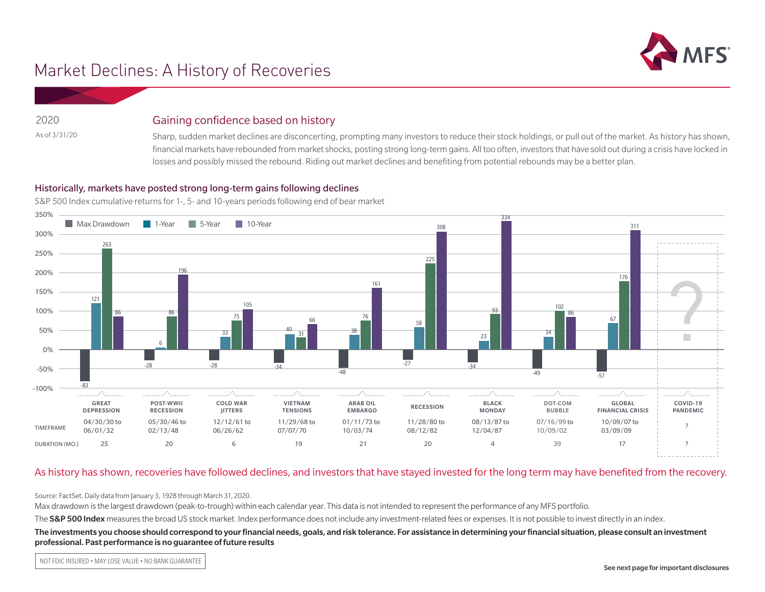# Market Declines: A History of Recoveries

2020

As of 3/31/20

## Gaining confidence based on history

Sharp, sudden market declines are disconcerting, prompting many investors to reduce their stock holdings, or pull out of the market. As history has shown, financial markets have rebounded from market shocks, posting strong long-term gains. All too often, investors that have sold out during a crisis have locked in losses and possibly missed the rebound. Riding out market declines and benefiting from potential rebounds may be a better plan.

### Historically, markets have posted strong long-term gains following declines

S&P 500 Index cumulative returns for 1-, 5- and 10-years periods following end of bear market

| | Max Drawdown | 1-Year | 5-Year | 10-Year | Timeframe | Duration (Mo.) |
|---|---|---|---|---|---|---|
| Great Depression | -83 | 121 | 263 | 86 | 04/30/30 to 06/01/32 | 25 |
| Post-WWII Recession | -28 | 6 | 86 | 196 | 05/30/46 to 02/13/48 | 20 |
| Cold War Jitters | -28 | 33 | 75 | 105 | 12/12/61 to 06/26/62 | 6 |
| Vietnam Tensions | -34 | 40 | 31 | 66 | 11/29/68 to 07/07/70 | 19 |
| Arab Oil Embargo | -48 | 38 | 76 | 161 | 01/11/73 to 10/03/74 | 21 |
| Recession | -27 | 58 | 225 | 308 | 11/28/80 to 08/12/82 | 20 |
| Black Monday | -34 | 23 | 93 | 334 | 08/13/87 to 12/04/87 | 4 |
| Dot-Com Bubble | -49 | 34 | 102 | 86 | 07/16/99 to 10/09/02 | 39 |
| Global Financial Crisis | -57 | 67 | 176 | 311 | 10/09/07 to 03/09/09 | 17 |
| COVID-19 Pandemic | ? | ? | ? | ? | ? | ? |

As history has shown, recoveries have followed declines, and investors that have stayed invested for the long term may have benefited from the recovery.

Source: FactSet. Daily data from January 3, 1928 through March 31, 2020.

Max drawdown is the largest drawdown (peak-to-trough) within each calendar year. This data is not intended to represent the performance of any MFS portfolio.

The **S&P 500 Index** measures the broad US stock market. Index performance does not include any investment-related fees or expenses. It is not possible to invest directly in an index.

**The investments you choose should correspond to your financial needs, goals, and risk tolerance. For assistance in determining your financial situation, please consult an investment professional. Past performance is no guarantee of future results**

NOT FDIC INSURED • MAY LOSE VALUE • NO BANK GUARANTEE

**See next page for important disclosures**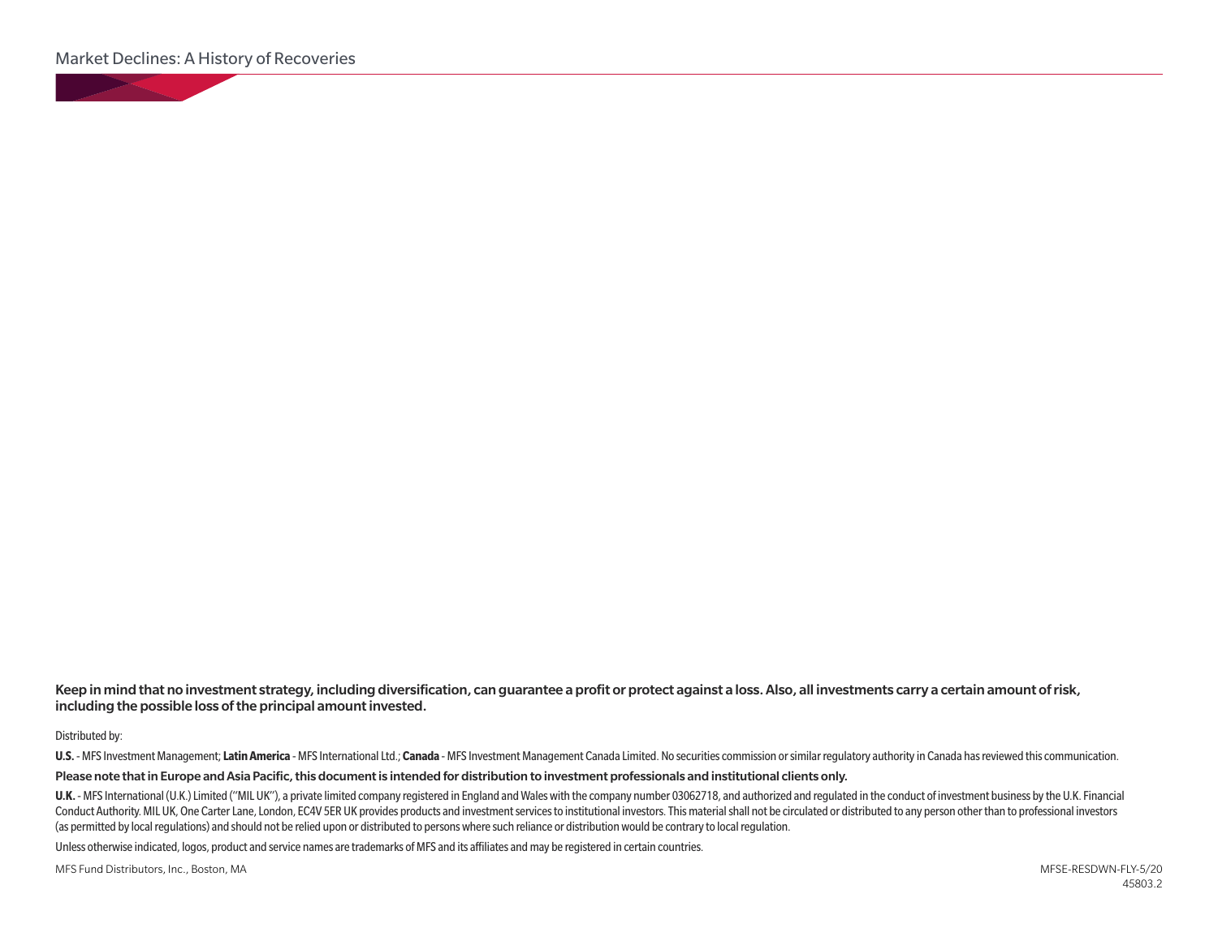**Keep in mind that no investment strategy, including diversification, can guarantee a profit or protect against a loss. Also, all investments carry a certain amount of risk, including the possible loss of the principal amount invested.**

Distributed by:

**U.S.** - MFS Investment Management; **Latin America** - MFS International Ltd.; **Canada** - MFS Investment Management Canada Limited. No securities commission or similar regulatory authority in Canada has reviewed this communication.

**Please note that in Europe and Asia Pacific, this document is intended for distribution to investment professionals and institutional clients only.**

**U.K.** - MFS International (U.K.) Limited ("MIL UK"), a private limited company registered in England and Wales with the company number 03062718, and authorized and regulated in the conduct of investment business by the U.K. Financial Conduct Authority. MIL UK, One Carter Lane, London, EC4V 5ER UK provides products and investment services to institutional investors. This material shall not be circulated or distributed to any person other than to professional investors (as permitted by local regulations) and should not be relied upon or distributed to persons where such reliance or distribution would be contrary to local regulation.

Unless otherwise indicated, logos, product and service names are trademarks of MFS and its affiliates and may be registered in certain countries.

MFS Fund Distributors, Inc., Boston, MA

MFSE-RESDWN-FLY-5/20
45803.2